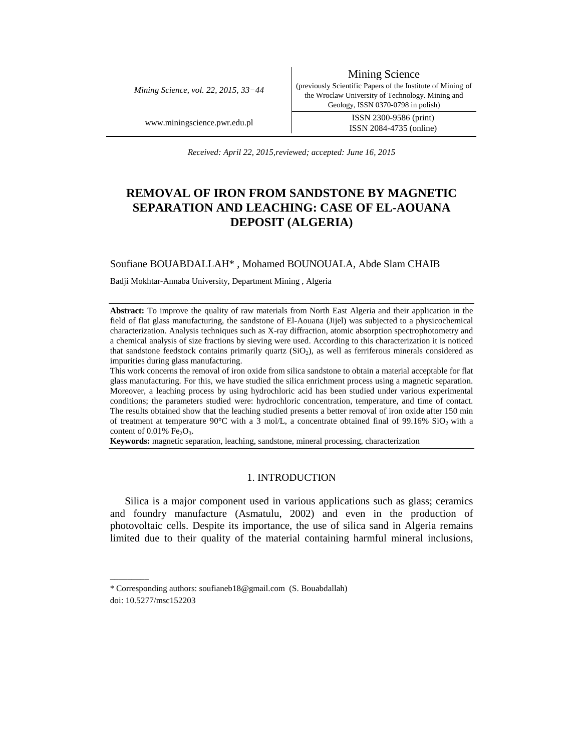Received: April 22, 2015,reviewed; accepted: June 16, 2015

# REMOVAL OF IRON FROM SANDSTONE BY MAGNETIC SEPARATION AND LEACHING: CASE OF EL-AOUANA DEPOSIT (ALGERIA)

Soufiane BOUABDALLAH* , Mohamed BOUNOUALA, Abde Slam CHAIB

Badji Mokhtar-Annaba University, Department Mining , Algeria

**Abstract:** To improve the quality of raw materials from North East Algeria and their application in the field of flat glass manufacturing, the sandstone of El-Aouana (Jijel) was subjected to a physicochemical characterization. Analysis techniques such as X-ray diffraction, atomic absorption spectrophotometry and a chemical analysis of size fractions by sieving were used. According to this characterization it is noticed that sandstone feedstock contains primarily quartz ($SiO_2$), as well as ferriferous minerals considered as impurities during glass manufacturing.

This work concerns the removal of iron oxide from silica sandstone to obtain a material acceptable for flat glass manufacturing. For this, we have studied the silica enrichment process using a magnetic separation. Moreover, a leaching process by using hydrochloric acid has been studied under various experimental conditions; the parameters studied were: hydrochloric concentration, temperature, and time of contact. The results obtained show that the leaching studied presents a better removal of iron oxide after 150 min of treatment at temperature 90°C with a 3 mol/L, a concentrate obtained final of 99.16% $SiO_2$ with a content of 0.01% $Fe_2O_3$.

**Keywords:** magnetic separation, leaching, sandstone, mineral processing, characterization

## 1. INTRODUCTION

Silica is a major component used in various applications such as glass; ceramics and foundry manufacture (Asmatulu, 2002) and even in the production of photovoltaic cells. Despite its importance, the use of silica sand in Algeria remains limited due to their quality of the material containing harmful mineral inclusions,

---

* Corresponding authors: soufianeb18@gmail.com (S. Bouabdallah)

doi: 10.5277/msc152203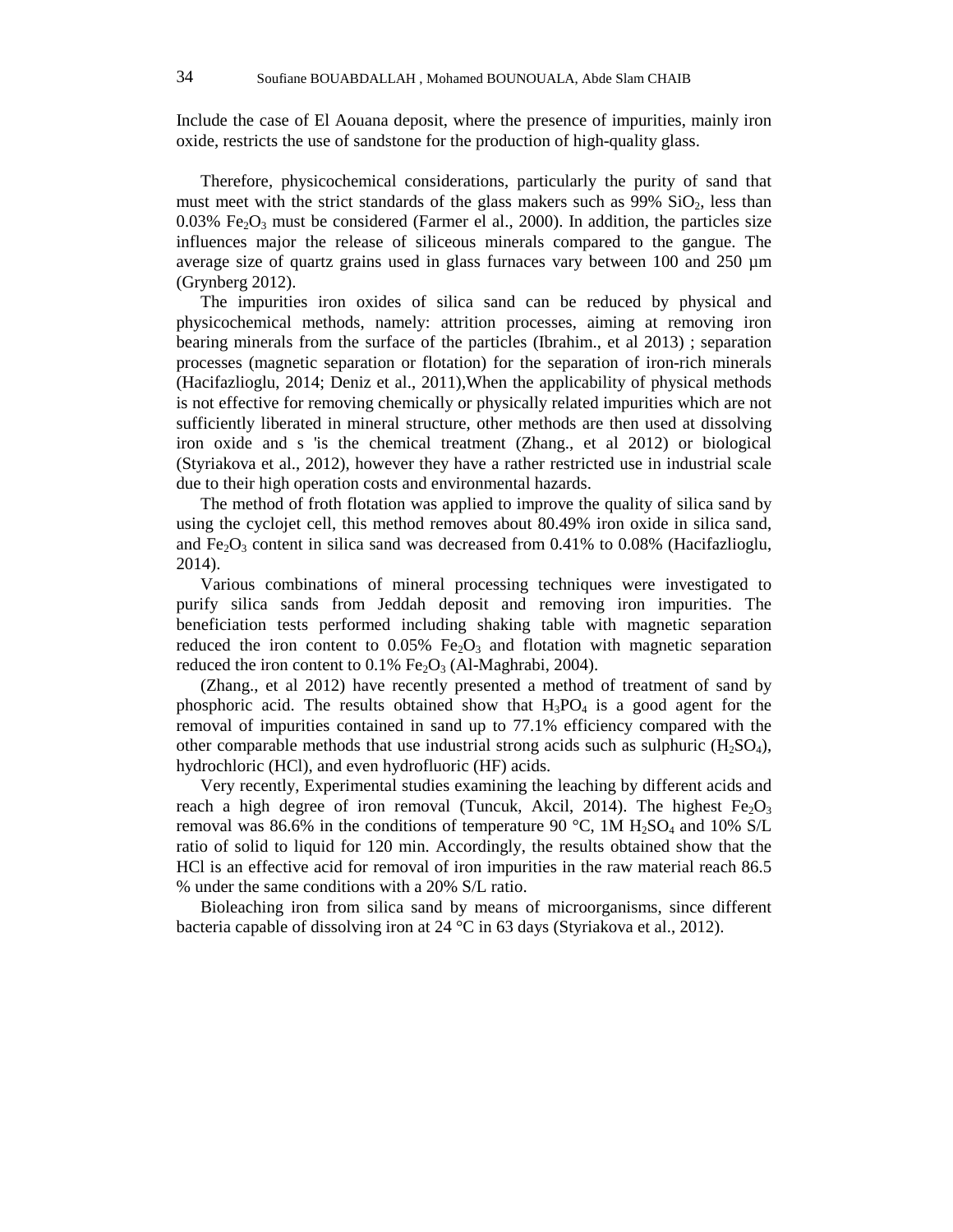Include the case of El Aouana deposit, where the presence of impurities, mainly iron oxide, restricts the use of sandstone for the production of high-quality glass.

Therefore, physicochemical considerations, particularly the purity of sand that must meet with the strict standards of the glass makers such as 99% $SiO_2$, less than 0.03% $Fe_2O_3$ must be considered (Farmer el al., 2000). In addition, the particles size influences major the release of siliceous minerals compared to the gangue. The average size of quartz grains used in glass furnaces vary between 100 and 250 µm (Grynberg 2012).

The impurities iron oxides of silica sand can be reduced by physical and physicochemical methods, namely: attrition processes, aiming at removing iron bearing minerals from the surface of the particles (Ibrahim., et al 2013) ; separation processes (magnetic separation or flotation) for the separation of iron-rich minerals (Hacifazlioglu, 2014; Deniz et al., 2011),When the applicability of physical methods is not effective for removing chemically or physically related impurities which are not sufficiently liberated in mineral structure, other methods are then used at dissolving iron oxide and s 'is the chemical treatment (Zhang., et al 2012) or biological (Styriakova et al., 2012), however they have a rather restricted use in industrial scale due to their high operation costs and environmental hazards.

The method of froth flotation was applied to improve the quality of silica sand by using the cyclojet cell, this method removes about 80.49% iron oxide in silica sand, and $Fe_2O_3$ content in silica sand was decreased from 0.41% to 0.08% (Hacifazlioglu, 2014).

Various combinations of mineral processing techniques were investigated to purify silica sands from Jeddah deposit and removing iron impurities. The beneficiation tests performed including shaking table with magnetic separation reduced the iron content to 0.05% $Fe_2O_3$ and flotation with magnetic separation reduced the iron content to 0.1% $Fe_2O_3$ (Al-Maghrabi, 2004).

(Zhang., et al 2012) have recently presented a method of treatment of sand by phosphoric acid. The results obtained show that $H_3PO_4$ is a good agent for the removal of impurities contained in sand up to 77.1% efficiency compared with the other comparable methods that use industrial strong acids such as sulphuric ($H_2SO_4$), hydrochloric (HCl), and even hydrofluoric (HF) acids.

Very recently, Experimental studies examining the leaching by different acids and reach a high degree of iron removal (Tuncuk, Akcil, 2014). The highest $Fe_2O_3$ removal was 86.6% in the conditions of temperature 90 °C, 1M $H_2SO_4$ and 10% S/L ratio of solid to liquid for 120 min. Accordingly, the results obtained show that the HCl is an effective acid for removal of iron impurities in the raw material reach 86.5 % under the same conditions with a 20% S/L ratio.

Bioleaching iron from silica sand by means of microorganisms, since different bacteria capable of dissolving iron at 24 °C in 63 days (Styriakova et al., 2012).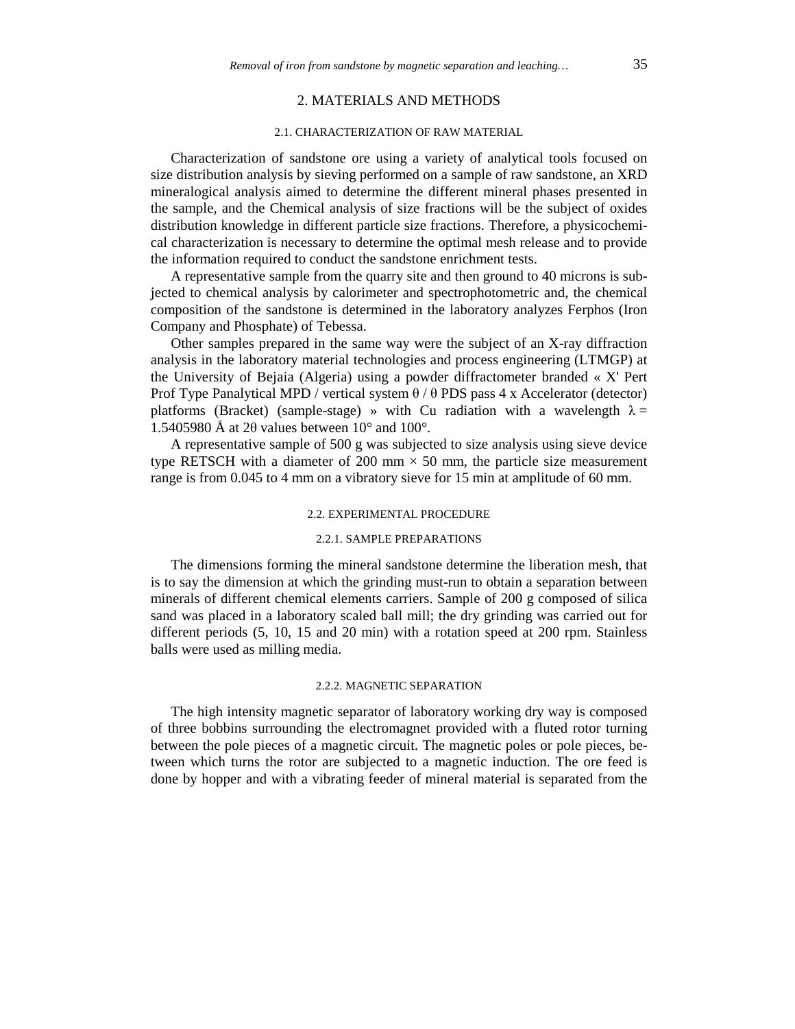## 2. MATERIALS AND METHODS

### 2.1. CHARACTERIZATION OF RAW MATERIAL

Characterization of sandstone ore using a variety of analytical tools focused on size distribution analysis by sieving performed on a sample of raw sandstone, an XRD mineralogical analysis aimed to determine the different mineral phases presented in the sample, and the Chemical analysis of size fractions will be the subject of oxides distribution knowledge in different particle size fractions. Therefore, a physicochemical characterization is necessary to determine the optimal mesh release and to provide the information required to conduct the sandstone enrichment tests.

A representative sample from the quarry site and then ground to 40 microns is subjected to chemical analysis by calorimeter and spectrophotometric and, the chemical composition of the sandstone is determined in the laboratory analyzes Ferphos (Iron Company and Phosphate) of Tebessa.

Other samples prepared in the same way were the subject of an X-ray diffraction analysis in the laboratory material technologies and process engineering (LTMGP) at the University of Bejaia (Algeria) using a powder diffractometer branded « X' Pert Prof Type Panalytical MPD / vertical system θ / θ PDS pass 4 x Accelerator (detector) platforms (Bracket) (sample-stage) » with Cu radiation with a wavelength $\lambda = 1.5405980$ Å at 2θ values between 10° and 100°.

A representative sample of 500 g was subjected to size analysis using sieve device type RETSCH with a diameter of 200 mm × 50 mm, the particle size measurement range is from 0.045 to 4 mm on a vibratory sieve for 15 min at amplitude of 60 mm.

### 2.2. EXPERIMENTAL PROCEDURE

#### 2.2.1. SAMPLE PREPARATIONS

The dimensions forming the mineral sandstone determine the liberation mesh, that is to say the dimension at which the grinding must-run to obtain a separation between minerals of different chemical elements carriers. Sample of 200 g composed of silica sand was placed in a laboratory scaled ball mill; the dry grinding was carried out for different periods (5, 10, 15 and 20 min) with a rotation speed at 200 rpm. Stainless balls were used as milling media.

#### 2.2.2. MAGNETIC SEPARATION

The high intensity magnetic separator of laboratory working dry way is composed of three bobbins surrounding the electromagnet provided with a fluted rotor turning between the pole pieces of a magnetic circuit. The magnetic poles or pole pieces, between which turns the rotor are subjected to a magnetic induction. The ore feed is done by hopper and with a vibrating feeder of mineral material is separated from the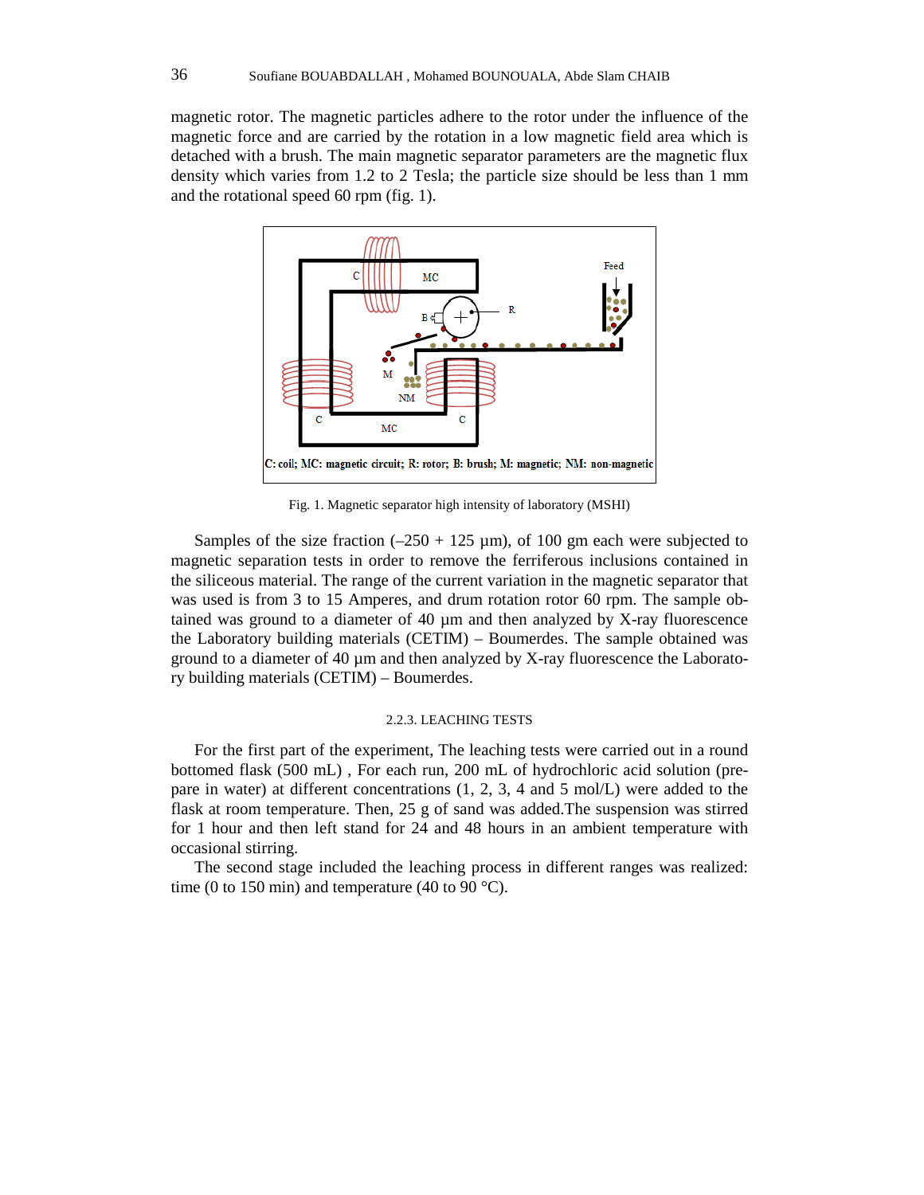magnetic rotor. The magnetic particles adhere to the rotor under the influence of the magnetic force and are carried by the rotation in a low magnetic field area which is detached with a brush. The main magnetic separator parameters are the magnetic flux density which varies from 1.2 to 2 Tesla; the particle size should be less than 1 mm and the rotational speed 60 rpm (fig. 1).

C: coil; MC: magnetic circuit; R: rotor; B: brush; M: magnetic; NM: non-magnetic

Fig. 1. Magnetic separator high intensity of laboratory (MSHI)

Samples of the size fraction (–250 + 125 µm), of 100 gm each were subjected to magnetic separation tests in order to remove the ferriferous inclusions contained in the siliceous material. The range of the current variation in the magnetic separator that was used is from 3 to 15 Amperes, and drum rotation rotor 60 rpm. The sample obtained was ground to a diameter of 40 µm and then analyzed by X-ray fluorescence the Laboratory building materials (CETIM) – Boumerdes. The sample obtained was ground to a diameter of 40 µm and then analyzed by X-ray fluorescence the Laboratory building materials (CETIM) – Boumerdes.

### 2.2.3. LEACHING TESTS

For the first part of the experiment, The leaching tests were carried out in a round bottomed flask (500 mL) , For each run, 200 mL of hydrochloric acid solution (prepare in water) at different concentrations (1, 2, 3, 4 and 5 mol/L) were added to the flask at room temperature. Then, 25 g of sand was added.The suspension was stirred for 1 hour and then left stand for 24 and 48 hours in an ambient temperature with occasional stirring.

The second stage included the leaching process in different ranges was realized: time (0 to 150 min) and temperature (40 to 90 °C).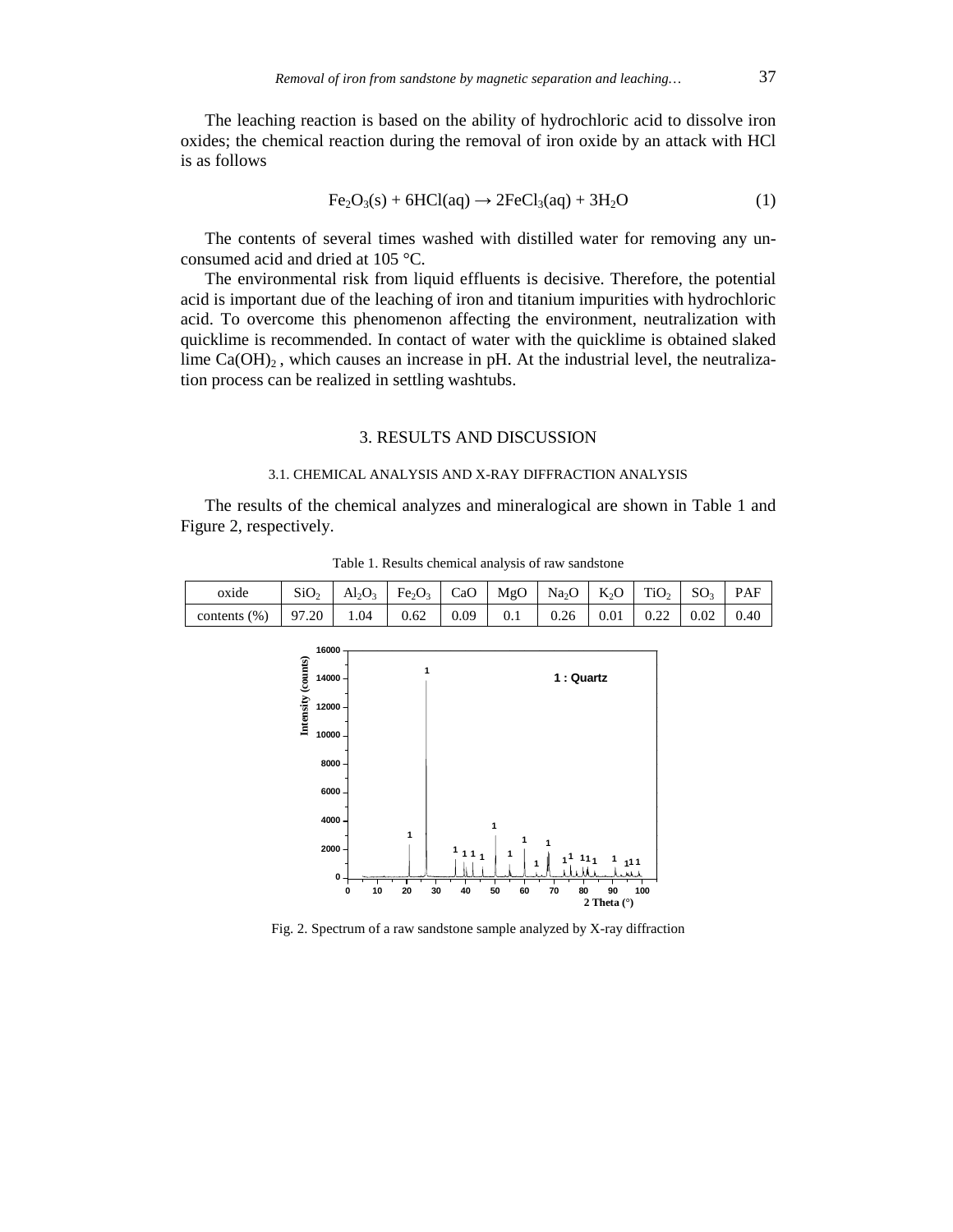The leaching reaction is based on the ability of hydrochloric acid to dissolve iron oxides; the chemical reaction during the removal of iron oxide by an attack with HCl is as follows

$$Fe_2O_3(s) + 6HCl(aq) \rightarrow 2FeCl_3(aq) + 3H_2O \tag{1}$$

The contents of several times washed with distilled water for removing any unconsumed acid and dried at 105 °C.

The environmental risk from liquid effluents is decisive. Therefore, the potential acid is important due of the leaching of iron and titanium impurities with hydrochloric acid. To overcome this phenomenon affecting the environment, neutralization with quicklime is recommended. In contact of water with the quicklime is obtained slaked lime $Ca(OH)_2$ , which causes an increase in pH. At the industrial level, the neutralization process can be realized in settling washtubs.

## 3. RESULTS AND DISCUSSION

### 3.1. CHEMICAL ANALYSIS AND X-RAY DIFFRACTION ANALYSIS

The results of the chemical analyzes and mineralogical are shown in Table 1 and Figure 2, respectively.

Table 1. Results chemical analysis of raw sandstone

| oxide | $SiO_2$ | $Al_2O_3$ | $Fe_2O_3$ | CaO | MgO | $Na_2O$ | $K_2O$ | $TiO_2$ | $SO_3$ | PAF |
|---|---|---|---|---|---|---|---|---|---|---|
| contents (%) | 97.20 | 1.04 | 0.62 | 0.09 | 0.1 | 0.26 | 0.01 | 0.22 | 0.02 | 0.40 |

Fig. 2. Spectrum of a raw sandstone sample analyzed by X-ray diffraction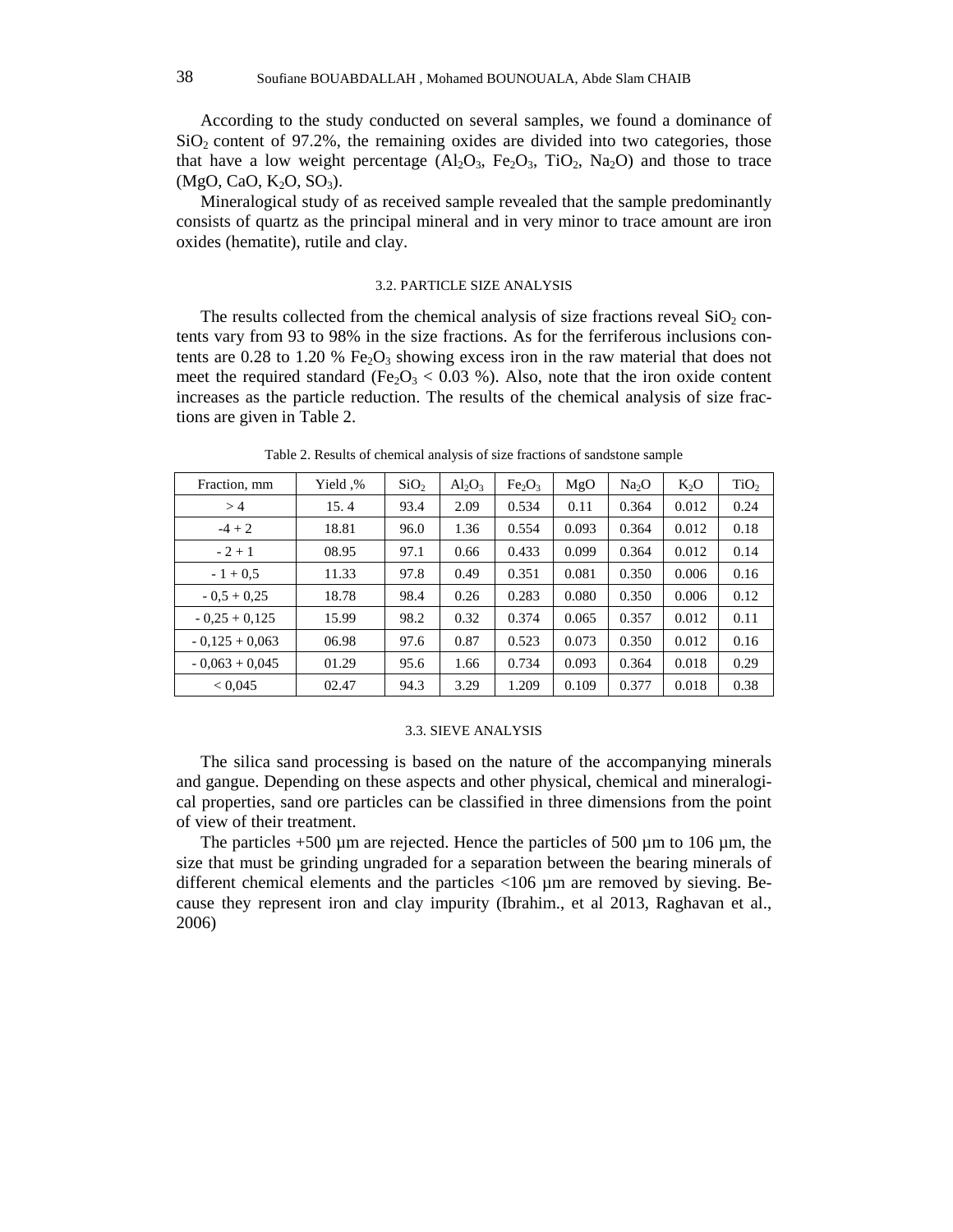According to the study conducted on several samples, we found a dominance of $SiO_2$ content of 97.2%, the remaining oxides are divided into two categories, those that have a low weight percentage ($Al_2O_3$, $Fe_2O_3$, $TiO_2$, $Na_2O$) and those to trace ($MgO$, $CaO$, $K_2O$, $SO_3$).

Mineralogical study of as received sample revealed that the sample predominantly consists of quartz as the principal mineral and in very minor to trace amount are iron oxides (hematite), rutile and clay.

### 3.2. PARTICLE SIZE ANALYSIS

The results collected from the chemical analysis of size fractions reveal $SiO_2$ contents vary from 93 to 98% in the size fractions. As for the ferriferous inclusions contents are 0.28 to 1.20 % $Fe_2O_3$ showing excess iron in the raw material that does not meet the required standard ($Fe_2O_3$ < 0.03 %). Also, note that the iron oxide content increases as the particle reduction. The results of the chemical analysis of size fractions are given in Table 2.

Table 2. Results of chemical analysis of size fractions of sandstone sample

| Fraction, mm | Yield ,% | $SiO_2$ | $Al_2O_3$ | $Fe_2O_3$ | MgO | $Na_2O$ | $K_2O$ | $TiO_2$ |
|---|---|---|---|---|---|---|---|---|
| > 4 | 15. 4 | 93.4 | 2.09 | 0.534 | 0.11 | 0.364 | 0.012 | 0.24 |
| -4 + 2 | 18.81 | 96.0 | 1.36 | 0.554 | 0.093 | 0.364 | 0.012 | 0.18 |
| - 2 + 1 | 08.95 | 97.1 | 0.66 | 0.433 | 0.099 | 0.364 | 0.012 | 0.14 |
| - 1 + 0,5 | 11.33 | 97.8 | 0.49 | 0.351 | 0.081 | 0.350 | 0.006 | 0.16 |
| - 0,5 + 0,25 | 18.78 | 98.4 | 0.26 | 0.283 | 0.080 | 0.350 | 0.006 | 0.12 |
| - 0,25 + 0,125 | 15.99 | 98.2 | 0.32 | 0.374 | 0.065 | 0.357 | 0.012 | 0.11 |
| - 0,125 + 0,063 | 06.98 | 97.6 | 0.87 | 0.523 | 0.073 | 0.350 | 0.012 | 0.16 |
| - 0,063 + 0,045 | 01.29 | 95.6 | 1.66 | 0.734 | 0.093 | 0.364 | 0.018 | 0.29 |
| < 0,045 | 02.47 | 94.3 | 3.29 | 1.209 | 0.109 | 0.377 | 0.018 | 0.38 |

### 3.3. SIEVE ANALYSIS

The silica sand processing is based on the nature of the accompanying minerals and gangue. Depending on these aspects and other physical, chemical and mineralogical properties, sand ore particles can be classified in three dimensions from the point of view of their treatment.

The particles +500 µm are rejected. Hence the particles of 500 µm to 106 µm, the size that must be grinding ungraded for a separation between the bearing minerals of different chemical elements and the particles <106 µm are removed by sieving. Because they represent iron and clay impurity (Ibrahim., et al 2013, Raghavan et al., 2006)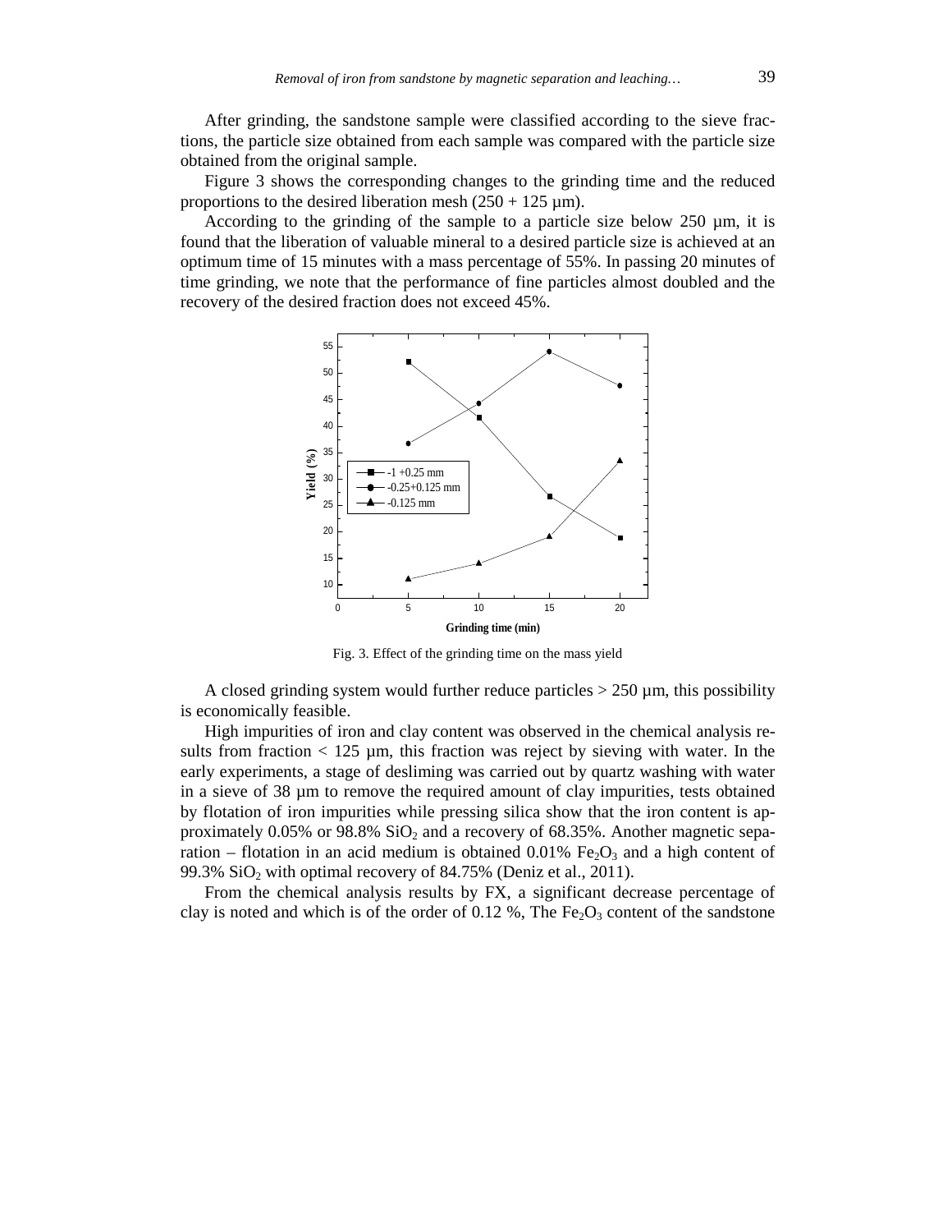After grinding, the sandstone sample were classified according to the sieve fractions, the particle size obtained from each sample was compared with the particle size obtained from the original sample.

Figure 3 shows the corresponding changes to the grinding time and the reduced proportions to the desired liberation mesh (250 + 125 µm).

According to the grinding of the sample to a particle size below 250 µm, it is found that the liberation of valuable mineral to a desired particle size is achieved at an optimum time of 15 minutes with a mass percentage of 55%. In passing 20 minutes of time grinding, we note that the performance of fine particles almost doubled and the recovery of the desired fraction does not exceed 45%.

Fig. 3. Effect of the grinding time on the mass yield

A closed grinding system would further reduce particles > 250 µm, this possibility is economically feasible.

High impurities of iron and clay content was observed in the chemical analysis results from fraction < 125 µm, this fraction was reject by sieving with water. In the early experiments, a stage of desliming was carried out by quartz washing with water in a sieve of 38 µm to remove the required amount of clay impurities, tests obtained by flotation of iron impurities while pressing silica show that the iron content is approximately 0.05% or 98.8% $SiO_2$ and a recovery of 68.35%. Another magnetic separation – flotation in an acid medium is obtained 0.01% $Fe_2O_3$ and a high content of 99.3% $SiO_2$ with optimal recovery of 84.75% (Deniz et al., 2011).

From the chemical analysis results by FX, a significant decrease percentage of clay is noted and which is of the order of 0.12 %, The $Fe_2O_3$ content of the sandstone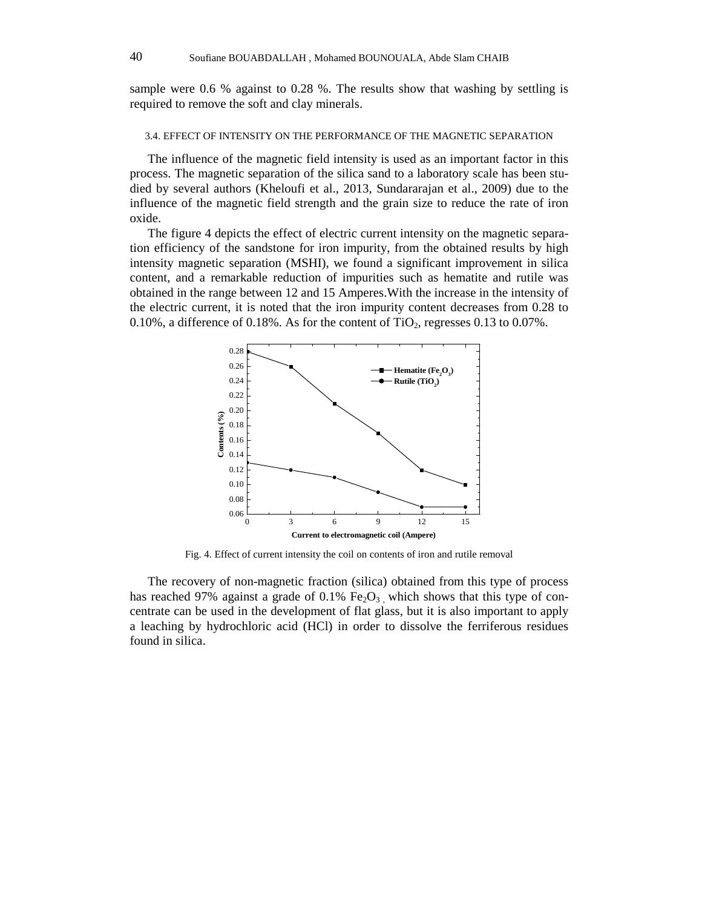sample were 0.6 % against to 0.28 %. The results show that washing by settling is required to remove the soft and clay minerals.

### 3.4. EFFECT OF INTENSITY ON THE PERFORMANCE OF THE MAGNETIC SEPARATION

The influence of the magnetic field intensity is used as an important factor in this process. The magnetic separation of the silica sand to a laboratory scale has been studied by several authors (Kheloufi et al., 2013, Sundararajan et al., 2009) due to the influence of the magnetic field strength and the grain size to reduce the rate of iron oxide.

The figure 4 depicts the effect of electric current intensity on the magnetic separation efficiency of the sandstone for iron impurity, from the obtained results by high intensity magnetic separation (MSHI), we found a significant improvement in silica content, and a remarkable reduction of impurities such as hematite and rutile was obtained in the range between 12 and 15 Amperes.With the increase in the intensity of the electric current, it is noted that the iron impurity content decreases from 0.28 to 0.10%, a difference of 0.18%. As for the content of $TiO_2$, regresses 0.13 to 0.07%.

Fig. 4. Effect of current intensity the coil on contents of iron and rutile removal

The recovery of non-magnetic fraction (silica) obtained from this type of process has reached 97% against a grade of 0.1% $Fe_2O_3$ , which shows that this type of concentrate can be used in the development of flat glass, but it is also important to apply a leaching by hydrochloric acid (HCl) in order to dissolve the ferriferous residues found in silica.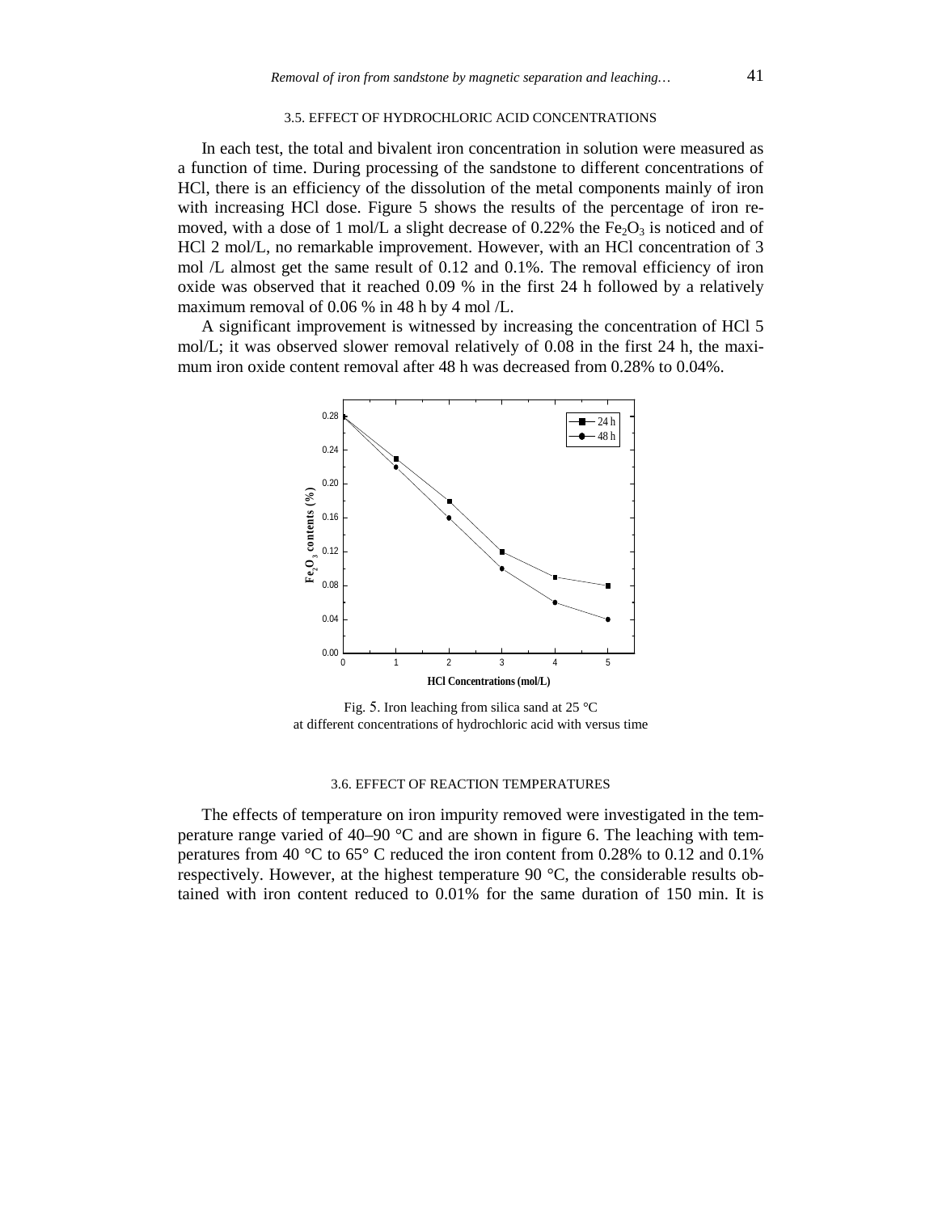### 3.5. EFFECT OF HYDROCHLORIC ACID CONCENTRATIONS

In each test, the total and bivalent iron concentration in solution were measured as a function of time. During processing of the sandstone to different concentrations of HCl, there is an efficiency of the dissolution of the metal components mainly of iron with increasing HCl dose. Figure 5 shows the results of the percentage of iron removed, with a dose of 1 mol/L a slight decrease of 0.22% the $Fe_2O_3$ is noticed and of HCl 2 mol/L, no remarkable improvement. However, with an HCl concentration of 3 mol /L almost get the same result of 0.12 and 0.1%. The removal efficiency of iron oxide was observed that it reached 0.09 % in the first 24 h followed by a relatively maximum removal of 0.06 % in 48 h by 4 mol /L.

A significant improvement is witnessed by increasing the concentration of HCl 5 mol/L; it was observed slower removal relatively of 0.08 in the first 24 h, the maximum iron oxide content removal after 48 h was decreased from 0.28% to 0.04%.

Fig. 5. Iron leaching from silica sand at 25 °C at different concentrations of hydrochloric acid with versus time

### 3.6. EFFECT OF REACTION TEMPERATURES

The effects of temperature on iron impurity removed were investigated in the temperature range varied of 40–90 °C and are shown in figure 6. The leaching with temperatures from 40 °C to 65° C reduced the iron content from 0.28% to 0.12 and 0.1% respectively. However, at the highest temperature 90 °C, the considerable results obtained with iron content reduced to 0.01% for the same duration of 150 min. It is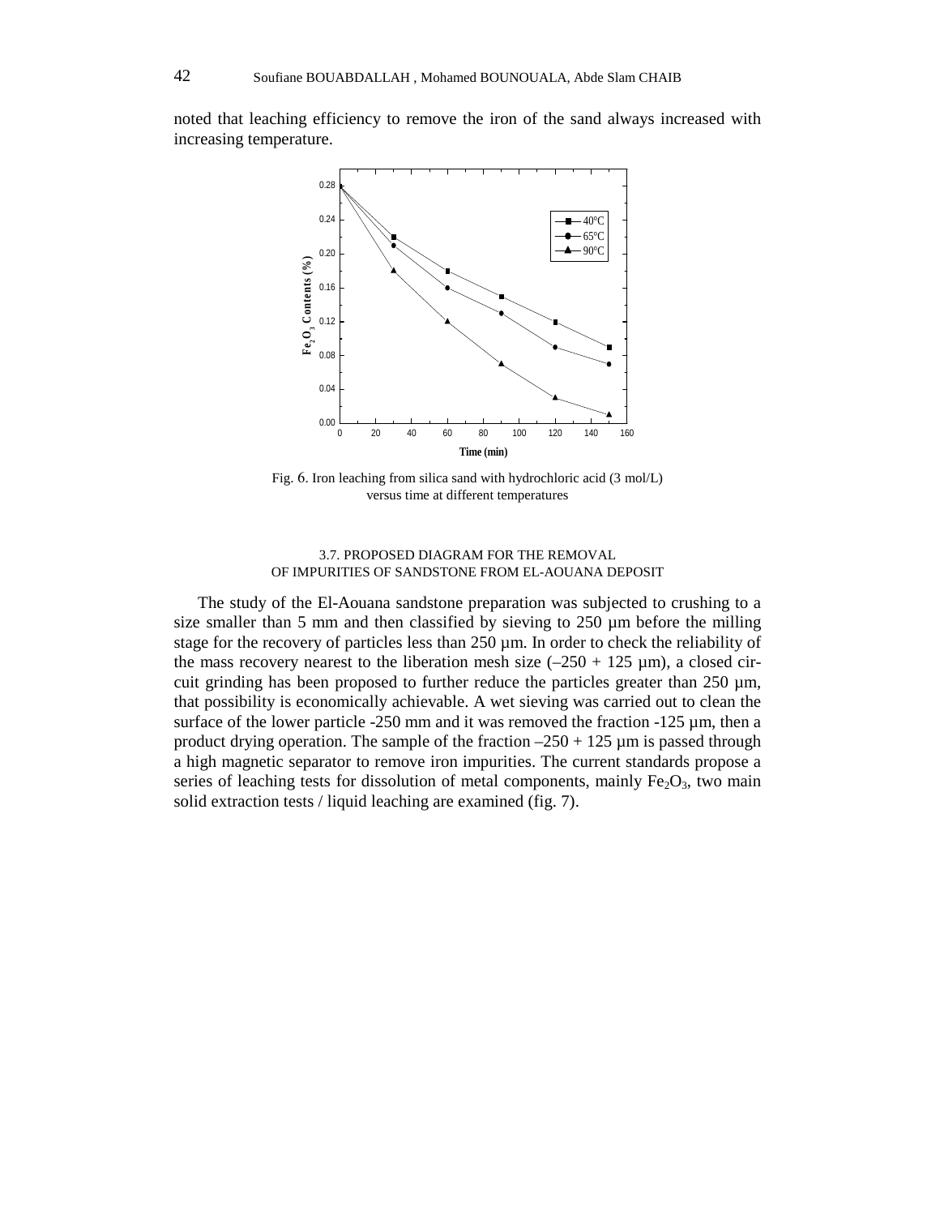noted that leaching efficiency to remove the iron of the sand always increased with increasing temperature.

Fig. 6. Iron leaching from silica sand with hydrochloric acid (3 mol/L) versus time at different temperatures

### 3.7. PROPOSED DIAGRAM FOR THE REMOVAL OF IMPURITIES OF SANDSTONE FROM EL-AOUANA DEPOSIT

The study of the El-Aouana sandstone preparation was subjected to crushing to a size smaller than 5 mm and then classified by sieving to 250 µm before the milling stage for the recovery of particles less than 250 µm. In order to check the reliability of the mass recovery nearest to the liberation mesh size (–250 + 125 µm), a closed circuit grinding has been proposed to further reduce the particles greater than 250 µm, that possibility is economically achievable. A wet sieving was carried out to clean the surface of the lower particle -250 mm and it was removed the fraction -125 µm, then a product drying operation. The sample of the fraction –250 + 125 µm is passed through a high magnetic separator to remove iron impurities. The current standards propose a series of leaching tests for dissolution of metal components, mainly $Fe_2O_3$, two main solid extraction tests / liquid leaching are examined (fig. 7).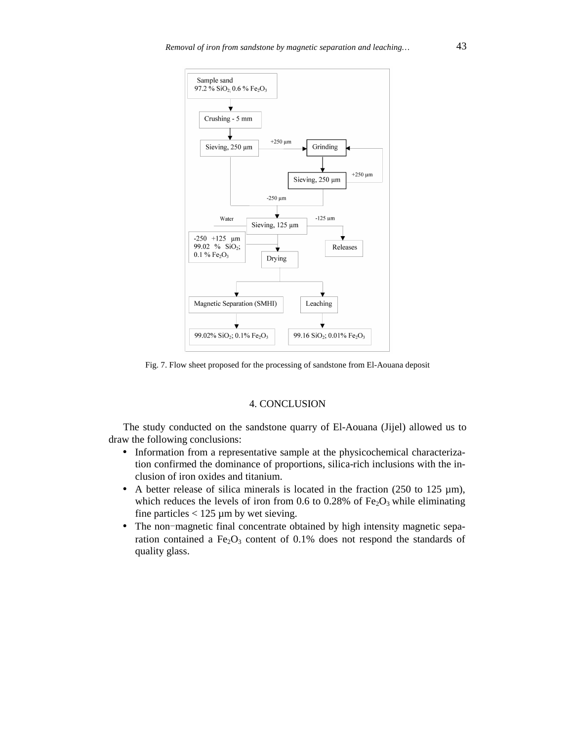Fig. 7. Flow sheet proposed for the processing of sandstone from El-Aouana deposit

## 4. CONCLUSION

The study conducted on the sandstone quarry of El-Aouana (Jijel) allowed us to draw the following conclusions:

- Information from a representative sample at the physicochemical characterization confirmed the dominance of proportions, silica-rich inclusions with the inclusion of iron oxides and titanium.
- A better release of silica minerals is located in the fraction (250 to 125 µm), which reduces the levels of iron from 0.6 to 0.28% of $Fe_2O_3$ while eliminating fine particles < 125 µm by wet sieving.
- The non−magnetic final concentrate obtained by high intensity magnetic separation contained a $Fe_2O_3$ content of 0.1% does not respond the standards of quality glass.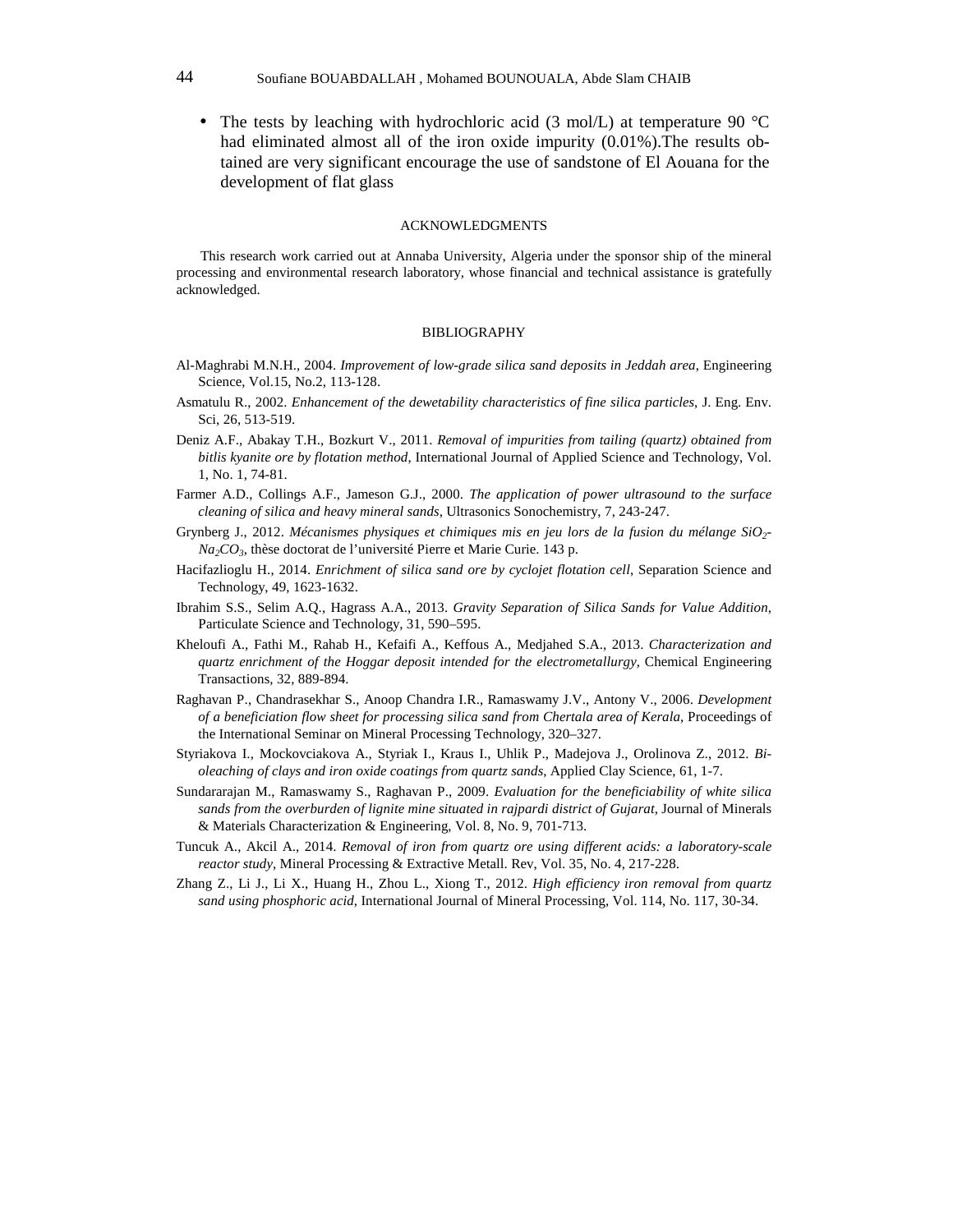- The tests by leaching with hydrochloric acid (3 mol/L) at temperature 90 °C had eliminated almost all of the iron oxide impurity (0.01%).The results obtained are very significant encourage the use of sandstone of El Aouana for the development of flat glass

## ACKNOWLEDGMENTS

This research work carried out at Annaba University, Algeria under the sponsor ship of the mineral processing and environmental research laboratory, whose financial and technical assistance is gratefully acknowledged.

## BIBLIOGRAPHY

Al-Maghrabi M.N.H., 2004. *Improvement of low-grade silica sand deposits in Jeddah area*, Engineering Science, Vol.15, No.2, 113-128.

Asmatulu R., 2002. *Enhancement of the dewetability characteristics of fine silica particles*, J. Eng. Env. Sci, 26, 513-519.

Deniz A.F., Abakay T.H., Bozkurt V., 2011. *Removal of impurities from tailing (quartz) obtained from bitlis kyanite ore by flotation method*, International Journal of Applied Science and Technology, Vol. 1, No. 1, 74-81.

Farmer A.D., Collings A.F., Jameson G.J., 2000. *The application of power ultrasound to the surface cleaning of silica and heavy mineral sands*, Ultrasonics Sonochemistry, 7, 243-247.

Grynberg J., 2012. *Mécanismes physiques et chimiques mis en jeu lors de la fusion du mélange $SiO_2$-$Na_2CO_3$*, thèse doctorat de l'université Pierre et Marie Curie. 143 p.

Hacifazlioglu H., 2014. *Enrichment of silica sand ore by cyclojet flotation cell*, Separation Science and Technology, 49, 1623-1632.

Ibrahim S.S., Selim A.Q., Hagrass A.A., 2013. *Gravity Separation of Silica Sands for Value Addition*, Particulate Science and Technology, 31, 590–595.

Kheloufi A., Fathi M., Rahab H., Kefaifi A., Keffous A., Medjahed S.A., 2013. *Characterization and quartz enrichment of the Hoggar deposit intended for the electrometallurgy*, Chemical Engineering Transactions, 32, 889-894.

Raghavan P., Chandrasekhar S., Anoop Chandra I.R., Ramaswamy J.V., Antony V., 2006. *Development of a beneficiation flow sheet for processing silica sand from Chertala area of Kerala*, Proceedings of the International Seminar on Mineral Processing Technology, 320–327.

Styriakova I., Mockovciakova A., Styriak I., Kraus I., Uhlik P., Madejova J., Orolinova Z., 2012. *Bioleaching of clays and iron oxide coatings from quartz sands*, Applied Clay Science, 61, 1-7.

Sundararajan M., Ramaswamy S., Raghavan P., 2009. *Evaluation for the beneficiability of white silica sands from the overburden of lignite mine situated in rajpardi district of Gujarat*, Journal of Minerals & Materials Characterization & Engineering, Vol. 8, No. 9, 701-713.

Tuncuk A., Akcil A., 2014. *Removal of iron from quartz ore using different acids: a laboratory-scale reactor study*, Mineral Processing & Extractive Metall. Rev, Vol. 35, No. 4, 217-228.

Zhang Z., Li J., Li X., Huang H., Zhou L., Xiong T., 2012. *High efficiency iron removal from quartz sand using phosphoric acid*, International Journal of Mineral Processing, Vol. 114, No. 117, 30-34.